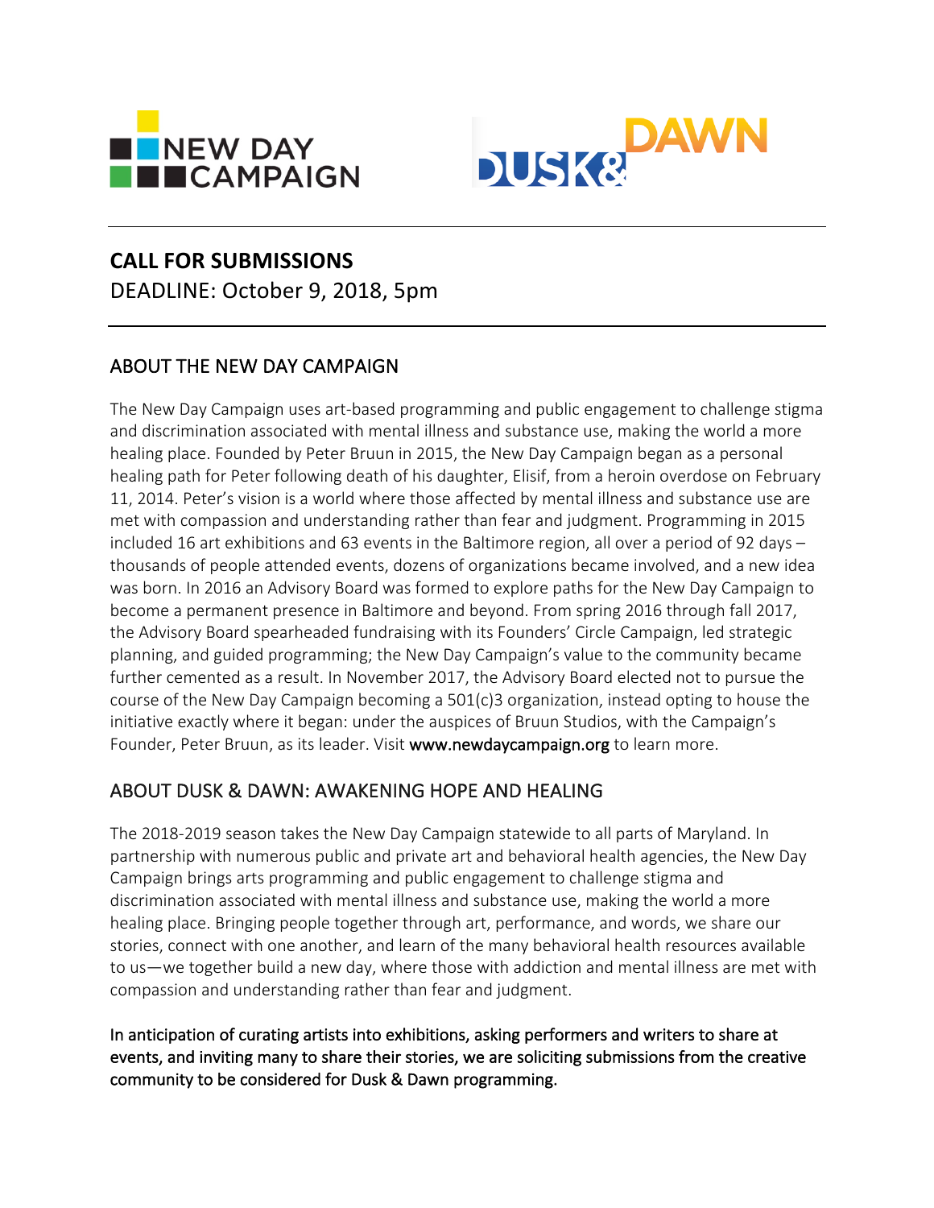NEW DAY CAMPAIGN

DUSK & DAWN

## CALL FOR SUBMISSIONS

DEADLINE: October 9, 2018, 5pm

## ABOUT THE NEW DAY CAMPAIGN

The New Day Campaign uses art-based programming and public engagement to challenge stigma and discrimination associated with mental illness and substance use, making the world a more healing place. Founded by Peter Bruun in 2015, the New Day Campaign began as a personal healing path for Peter following death of his daughter, Elisif, from a heroin overdose on February 11, 2014. Peter's vision is a world where those affected by mental illness and substance use are met with compassion and understanding rather than fear and judgment. Programming in 2015 included 16 art exhibitions and 63 events in the Baltimore region, all over a period of 92 days – thousands of people attended events, dozens of organizations became involved, and a new idea was born. In 2016 an Advisory Board was formed to explore paths for the New Day Campaign to become a permanent presence in Baltimore and beyond. From spring 2016 through fall 2017, the Advisory Board spearheaded fundraising with its Founders' Circle Campaign, led strategic planning, and guided programming; the New Day Campaign's value to the community became further cemented as a result. In November 2017, the Advisory Board elected not to pursue the course of the New Day Campaign becoming a 501(c)3 organization, instead opting to house the initiative exactly where it began: under the auspices of Bruun Studios, with the Campaign's Founder, Peter Bruun, as its leader. Visit **www.newdaycampaign.org** to learn more.

## ABOUT DUSK & DAWN: AWAKENING HOPE AND HEALING

The 2018-2019 season takes the New Day Campaign statewide to all parts of Maryland. In partnership with numerous public and private art and behavioral health agencies, the New Day Campaign brings arts programming and public engagement to challenge stigma and discrimination associated with mental illness and substance use, making the world a more healing place. Bringing people together through art, performance, and words, we share our stories, connect with one another, and learn of the many behavioral health resources available to us—we together build a new day, where those with addiction and mental illness are met with compassion and understanding rather than fear and judgment.

**In anticipation of curating artists into exhibitions, asking performers and writers to share at events, and inviting many to share their stories, we are soliciting submissions from the creative community to be considered for Dusk & Dawn programming.**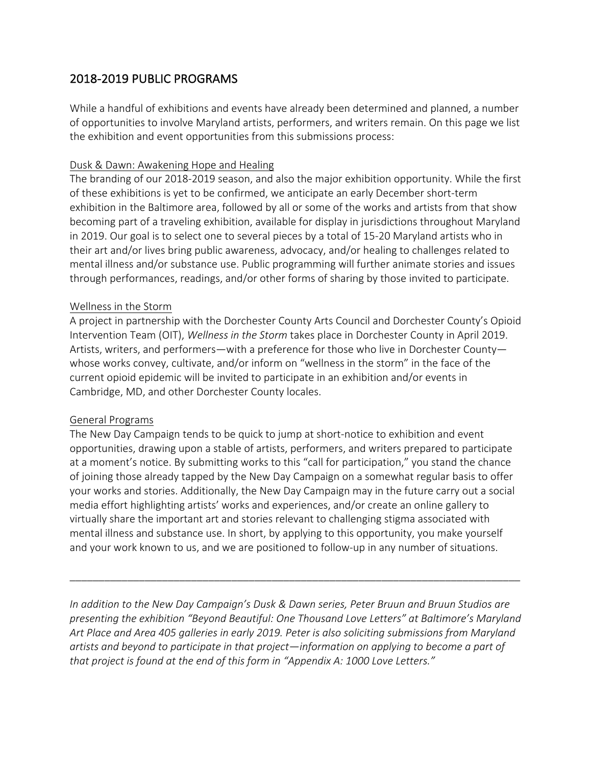## 2018-2019 PUBLIC PROGRAMS

While a handful of exhibitions and events have already been determined and planned, a number of opportunities to involve Maryland artists, performers, and writers remain. On this page we list the exhibition and event opportunities from this submissions process:

Dusk & Dawn: Awakening Hope and Healing

The branding of our 2018-2019 season, and also the major exhibition opportunity. While the first of these exhibitions is yet to be confirmed, we anticipate an early December short-term exhibition in the Baltimore area, followed by all or some of the works and artists from that show becoming part of a traveling exhibition, available for display in jurisdictions throughout Maryland in 2019. Our goal is to select one to several pieces by a total of 15-20 Maryland artists who in their art and/or lives bring public awareness, advocacy, and/or healing to challenges related to mental illness and/or substance use. Public programming will further animate stories and issues through performances, readings, and/or other forms of sharing by those invited to participate.

Wellness in the Storm

A project in partnership with the Dorchester County Arts Council and Dorchester County's Opioid Intervention Team (OIT), *Wellness in the Storm* takes place in Dorchester County in April 2019. Artists, writers, and performers—with a preference for those who live in Dorchester County—whose works convey, cultivate, and/or inform on "wellness in the storm" in the face of the current opioid epidemic will be invited to participate in an exhibition and/or events in Cambridge, MD, and other Dorchester County locales.

General Programs

The New Day Campaign tends to be quick to jump at short-notice to exhibition and event opportunities, drawing upon a stable of artists, performers, and writers prepared to participate at a moment's notice. By submitting works to this "call for participation," you stand the chance of joining those already tapped by the New Day Campaign on a somewhat regular basis to offer your works and stories. Additionally, the New Day Campaign may in the future carry out a social media effort highlighting artists' works and experiences, and/or create an online gallery to virtually share the important art and stories relevant to challenging stigma associated with mental illness and substance use. In short, by applying to this opportunity, you make yourself and your work known to us, and we are positioned to follow-up in any number of situations.

---

*In addition to the New Day Campaign's Dusk & Dawn series, Peter Bruun and Bruun Studios are presenting the exhibition "Beyond Beautiful: One Thousand Love Letters" at Baltimore's Maryland Art Place and Area 405 galleries in early 2019. Peter is also soliciting submissions from Maryland artists and beyond to participate in that project—information on applying to become a part of that project is found at the end of this form in "Appendix A: 1000 Love Letters."*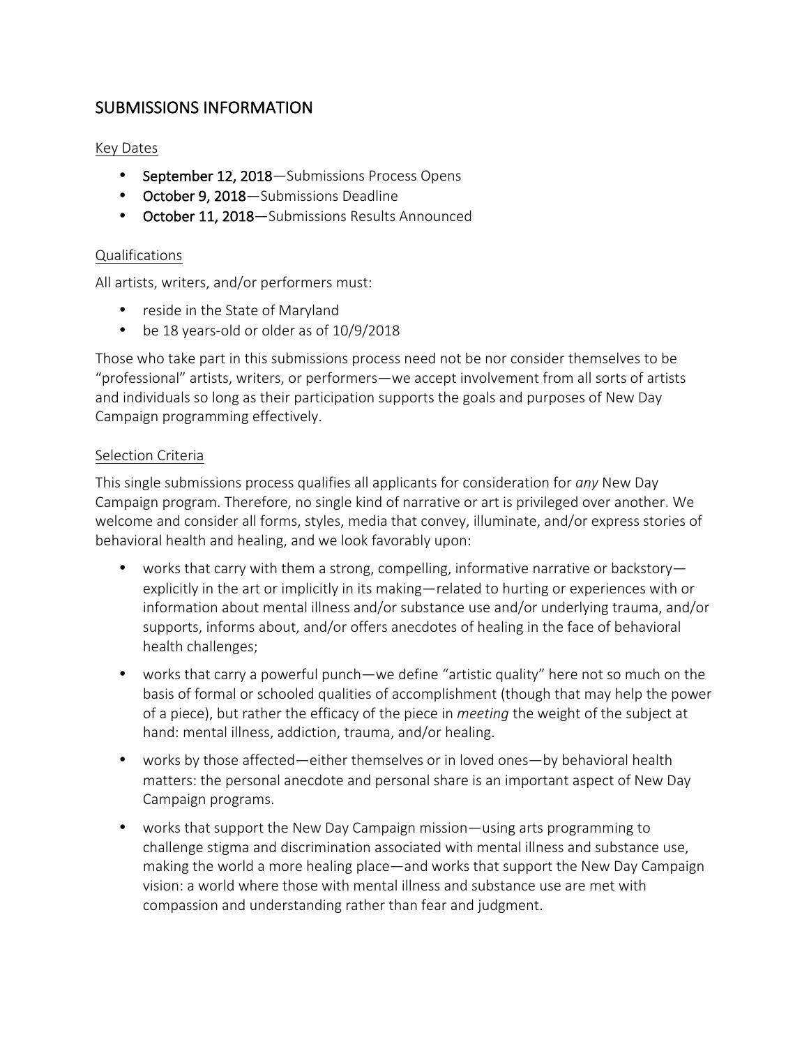## SUBMISSIONS INFORMATION

Key Dates

- **September 12, 2018**—Submissions Process Opens
- **October 9, 2018**—Submissions Deadline
- **October 11, 2018**—Submissions Results Announced

Qualifications

All artists, writers, and/or performers must:

- reside in the State of Maryland
- be 18 years-old or older as of 10/9/2018

Those who take part in this submissions process need not be nor consider themselves to be "professional" artists, writers, or performers—we accept involvement from all sorts of artists and individuals so long as their participation supports the goals and purposes of New Day Campaign programming effectively.

Selection Criteria

This single submissions process qualifies all applicants for consideration for *any* New Day Campaign program. Therefore, no single kind of narrative or art is privileged over another. We welcome and consider all forms, styles, media that convey, illuminate, and/or express stories of behavioral health and healing, and we look favorably upon:

- works that carry with them a strong, compelling, informative narrative or backstory—explicitly in the art or implicitly in its making—related to hurting or experiences with or information about mental illness and/or substance use and/or underlying trauma, and/or supports, informs about, and/or offers anecdotes of healing in the face of behavioral health challenges;

- works that carry a powerful punch—we define "artistic quality" here not so much on the basis of formal or schooled qualities of accomplishment (though that may help the power of a piece), but rather the efficacy of the piece in *meeting* the weight of the subject at hand: mental illness, addiction, trauma, and/or healing.

- works by those affected—either themselves or in loved ones—by behavioral health matters: the personal anecdote and personal share is an important aspect of New Day Campaign programs.

- works that support the New Day Campaign mission—using arts programming to challenge stigma and discrimination associated with mental illness and substance use, making the world a more healing place—and works that support the New Day Campaign vision: a world where those with mental illness and substance use are met with compassion and understanding rather than fear and judgment.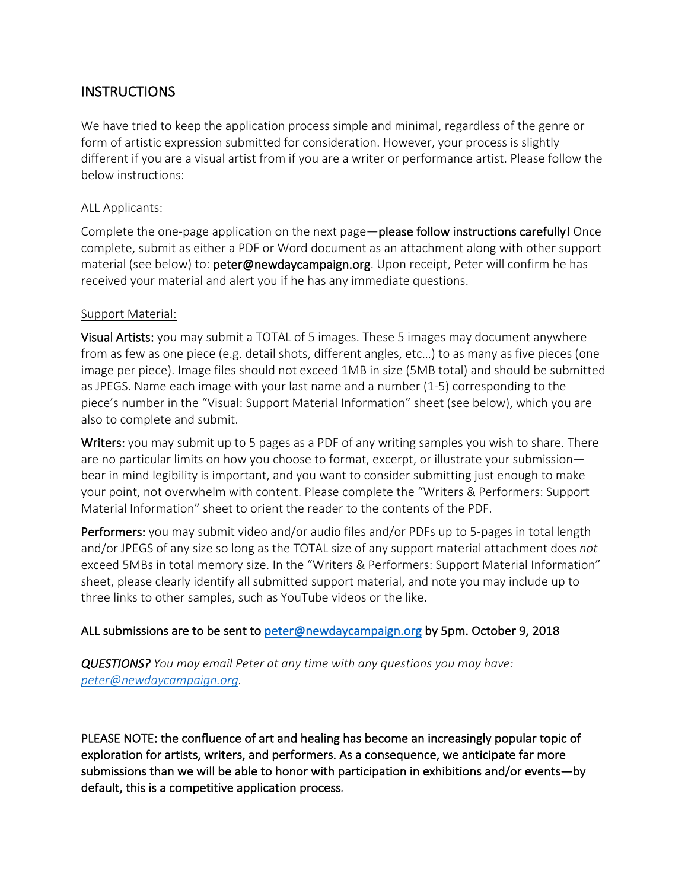## INSTRUCTIONS

We have tried to keep the application process simple and minimal, regardless of the genre or form of artistic expression submitted for consideration. However, your process is slightly different if you are a visual artist from if you are a writer or performance artist. Please follow the below instructions:

ALL Applicants:

Complete the one-page application on the next page—**please follow instructions carefully!** Once complete, submit as either a PDF or Word document as an attachment along with other support material (see below) to: **peter@newdaycampaign.org**. Upon receipt, Peter will confirm he has received your material and alert you if he has any immediate questions.

Support Material:

**Visual Artists:** you may submit a TOTAL of 5 images. These 5 images may document anywhere from as few as one piece (e.g. detail shots, different angles, etc…) to as many as five pieces (one image per piece). Image files should not exceed 1MB in size (5MB total) and should be submitted as JPEGS. Name each image with your last name and a number (1-5) corresponding to the piece's number in the "Visual: Support Material Information" sheet (see below), which you are also to complete and submit.

**Writers:** you may submit up to 5 pages as a PDF of any writing samples you wish to share. There are no particular limits on how you choose to format, excerpt, or illustrate your submission—bear in mind legibility is important, and you want to consider submitting just enough to make your point, not overwhelm with content. Please complete the "Writers & Performers: Support Material Information" sheet to orient the reader to the contents of the PDF.

**Performers:** you may submit video and/or audio files and/or PDFs up to 5-pages in total length and/or JPEGS of any size so long as the TOTAL size of any support material attachment does *not* exceed 5MBs in total memory size. In the "Writers & Performers: Support Material Information" sheet, please clearly identify all submitted support material, and note you may include up to three links to other samples, such as YouTube videos or the like.

**ALL submissions are to be sent to peter@newdaycampaign.org by 5pm. October 9, 2018**

***QUESTIONS?*** *You may email Peter at any time with any questions you may have: peter@newdaycampaign.org.*

---

**PLEASE NOTE: the confluence of art and healing has become an increasingly popular topic of exploration for artists, writers, and performers. As a consequence, we anticipate far more submissions than we will be able to honor with participation in exhibitions and/or events—by default, this is a competitive application process.**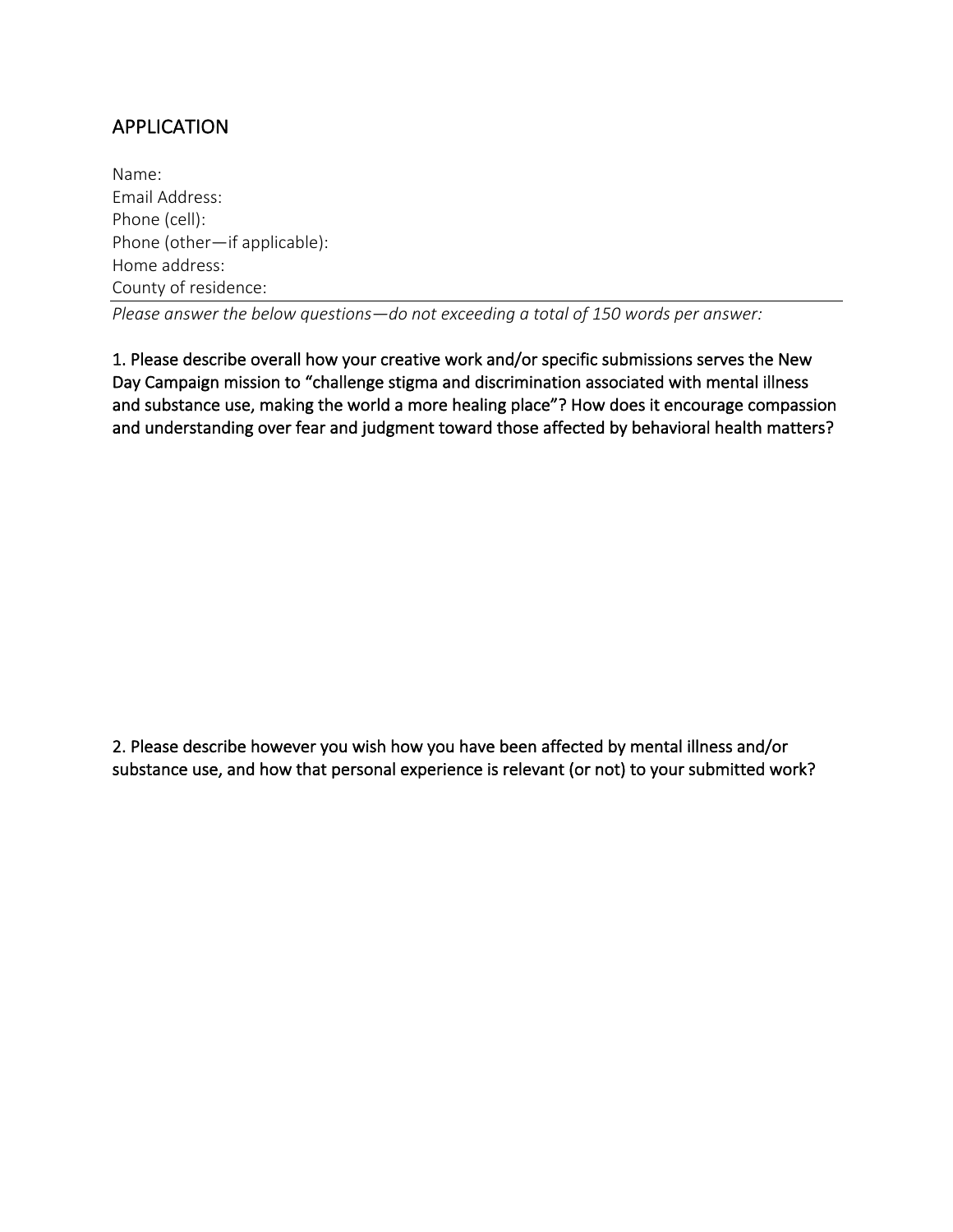## APPLICATION

Name:
Email Address:
Phone (cell):
Phone (other—if applicable):
Home address:
County of residence:

---

*Please answer the below questions—do not exceeding a total of 150 words per answer:*

1. Please describe overall how your creative work and/or specific submissions serves the New Day Campaign mission to "challenge stigma and discrimination associated with mental illness and substance use, making the world a more healing place"? How does it encourage compassion and understanding over fear and judgment toward those affected by behavioral health matters?

2. Please describe however you wish how you have been affected by mental illness and/or substance use, and how that personal experience is relevant (or not) to your submitted work?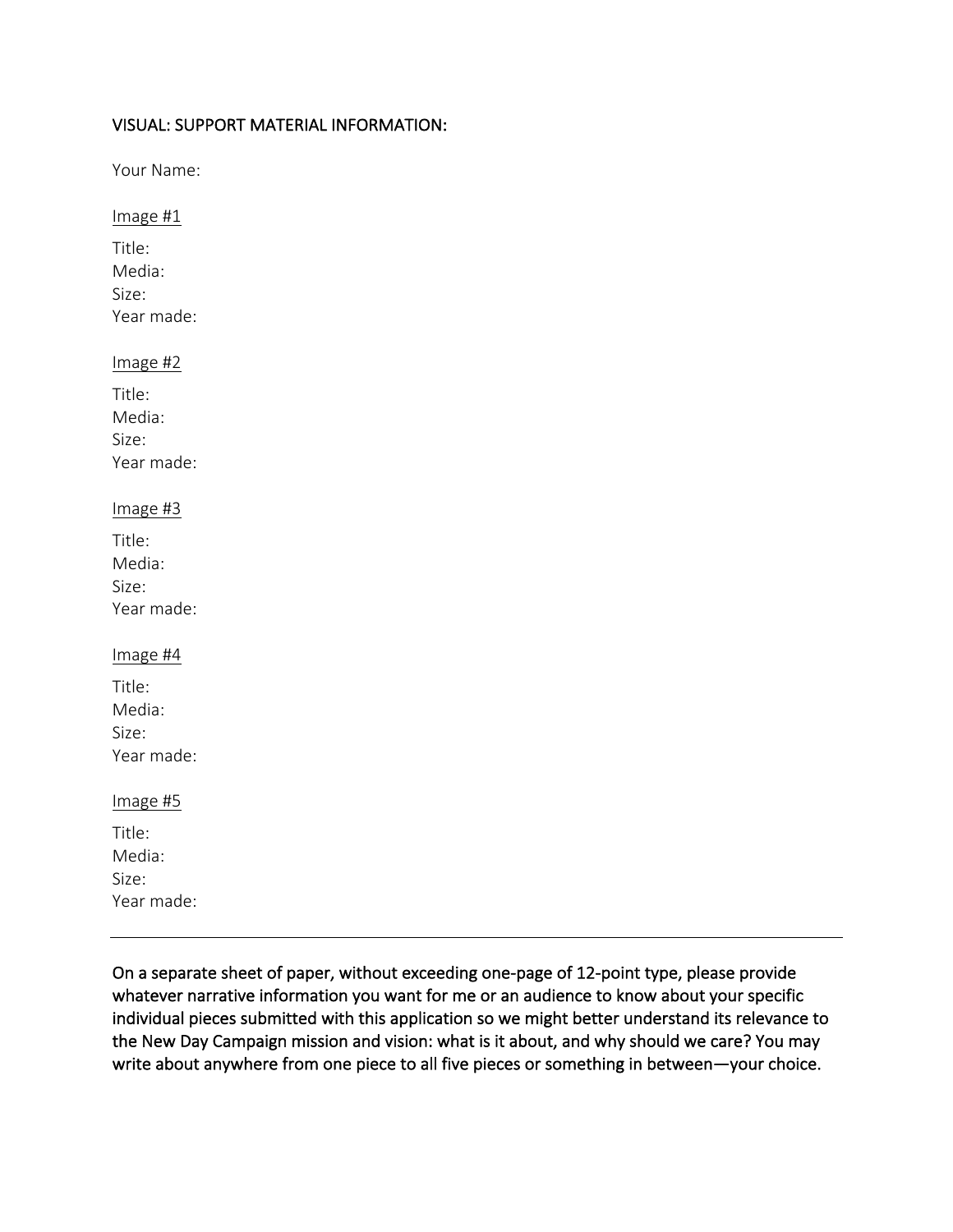VISUAL: SUPPORT MATERIAL INFORMATION:

Your Name:

Image #1

Title:
Media:
Size:
Year made:

Image #2

Title:
Media:
Size:
Year made:

Image #3

Title:
Media:
Size:
Year made:

Image #4

Title:
Media:
Size:
Year made:

Image #5

Title:
Media:
Size:
Year made:

---

On a separate sheet of paper, without exceeding one-page of 12-point type, please provide whatever narrative information you want for me or an audience to know about your specific individual pieces submitted with this application so we might better understand its relevance to the New Day Campaign mission and vision: what is it about, and why should we care? You may write about anywhere from one piece to all five pieces or something in between—your choice.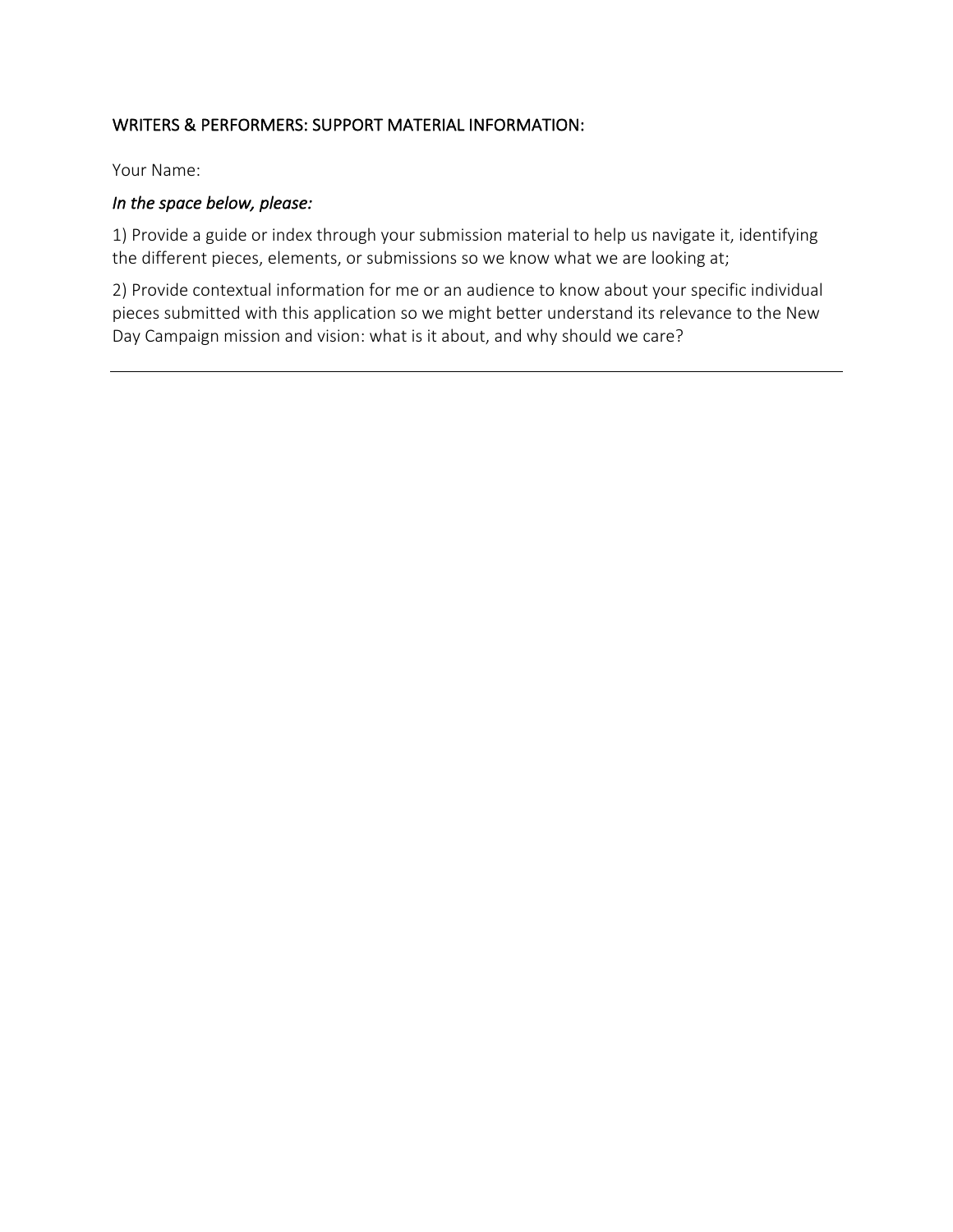## WRITERS & PERFORMERS: SUPPORT MATERIAL INFORMATION:

Your Name:

*In the space below, please:*

1) Provide a guide or index through your submission material to help us navigate it, identifying the different pieces, elements, or submissions so we know what we are looking at;

2) Provide contextual information for me or an audience to know about your specific individual pieces submitted with this application so we might better understand its relevance to the New Day Campaign mission and vision: what is it about, and why should we care?

---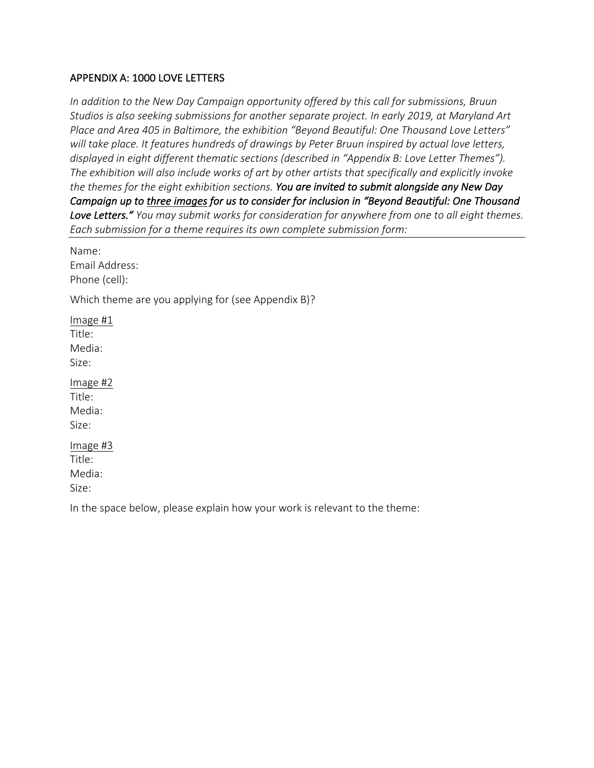## APPENDIX A: 1000 LOVE LETTERS

*In addition to the New Day Campaign opportunity offered by this call for submissions, Bruun Studios is also seeking submissions for another separate project. In early 2019, at Maryland Art Place and Area 405 in Baltimore, the exhibition "Beyond Beautiful: One Thousand Love Letters" will take place. It features hundreds of drawings by Peter Bruun inspired by actual love letters, displayed in eight different thematic sections (described in "Appendix B: Love Letter Themes"). The exhibition will also include works of art by other artists that specifically and explicitly invoke the themes for the eight exhibition sections.* ***You are invited to submit alongside any New Day Campaign up to <u>three images</u> for us to consider for inclusion in "Beyond Beautiful: One Thousand Love Letters."*** *You may submit works for consideration for anywhere from one to all eight themes. Each submission for a theme requires its own complete submission form:*

---

Name:
Email Address:
Phone (cell):

Which theme are you applying for (see Appendix B)?

<u>Image #1</u>
Title:
Media:
Size:

<u>Image #2</u>
Title:
Media:
Size:

<u>Image #3</u>
Title:
Media:
Size:

In the space below, please explain how your work is relevant to the theme: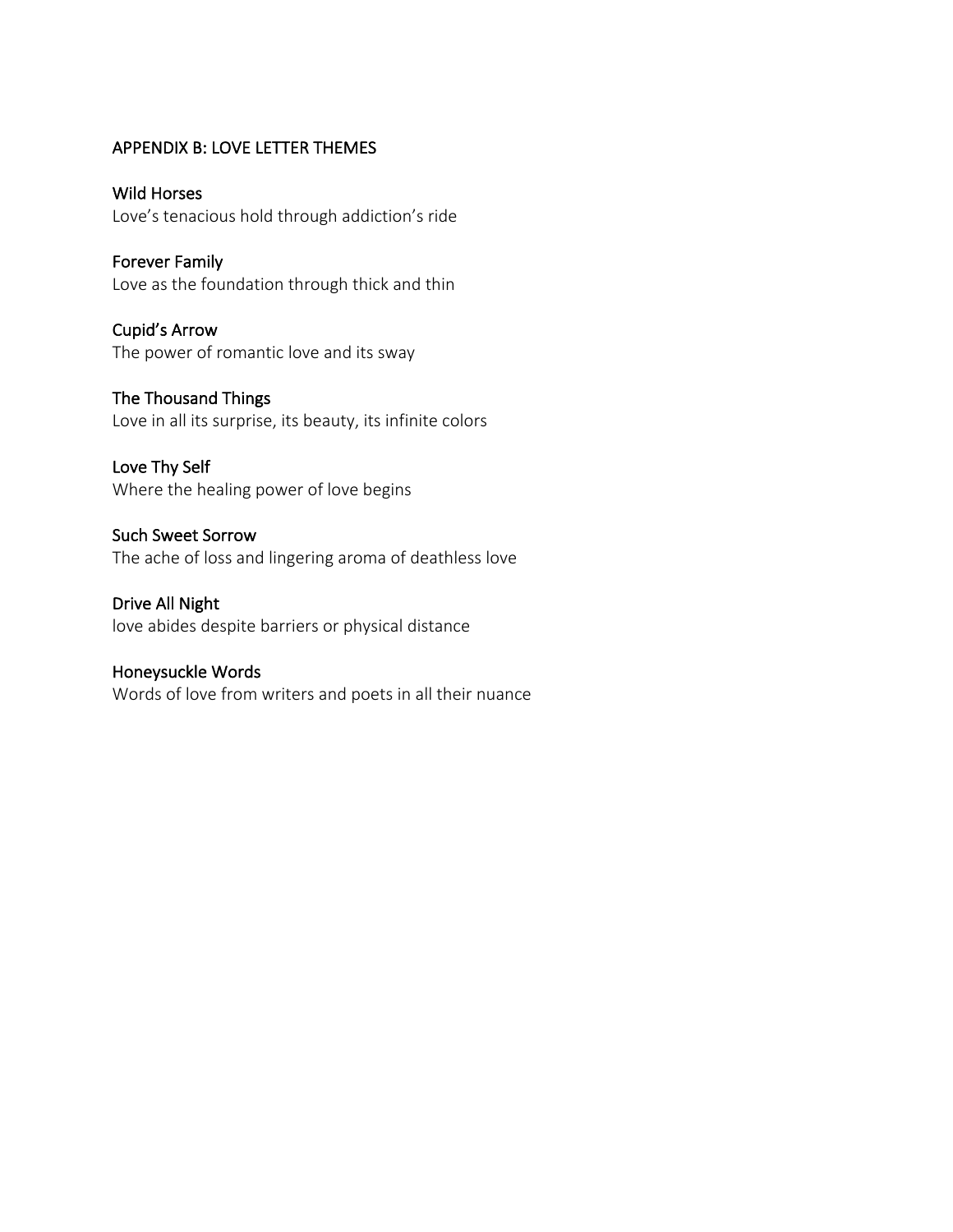## APPENDIX B: LOVE LETTER THEMES

### Wild Horses
Love's tenacious hold through addiction's ride

### Forever Family
Love as the foundation through thick and thin

### Cupid's Arrow
The power of romantic love and its sway

### The Thousand Things
Love in all its surprise, its beauty, its infinite colors

### Love Thy Self
Where the healing power of love begins

### Such Sweet Sorrow
The ache of loss and lingering aroma of deathless love

### Drive All Night
love abides despite barriers or physical distance

### Honeysuckle Words
Words of love from writers and poets in all their nuance